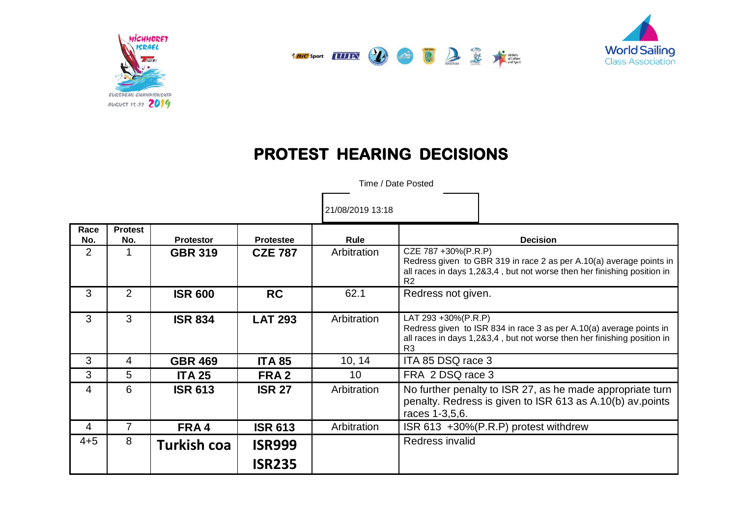# PROTEST HEARING DECISIONS

Time / Date Posted

21/08/2019 13:18

| Race No. | Protest No. | Protestor | Protestee | Rule | Decision |
|---|---|---|---|---|---|
| 2 | 1 | **GBR 319** | **CZE 787** | Arbitration | CZE 787 +30%(P.R.P) Redress given to GBR 319 in race 2 as per A.10(a) average points in all races in days 1,2&3,4 , but not worse then her finishing position in R2 |
| 3 | 2 | **ISR 600** | **RC** | 62.1 | Redress not given. |
| 3 | 3 | **ISR 834** | **LAT 293** | Arbitration | LAT 293 +30%(P.R.P) Redress given to ISR 834 in race 3 as per A.10(a) average points in all races in days 1,2&3,4 , but not worse then her finishing position in R3 |
| 3 | 4 | **GBR 469** | **ITA 85** | 10, 14 | ITA 85 DSQ race 3 |
| 3 | 5 | **ITA 25** | **FRA 2** | 10 | FRA 2 DSQ race 3 |
| 4 | 6 | **ISR 613** | **ISR 27** | Arbitration | No further penalty to ISR 27, as he made appropriate turn penalty. Redress is given to ISR 613 as A.10(b) av.points races 1-3,5,6. |
| 4 | 7 | **FRA 4** | **ISR 613** | Arbitration | ISR 613 +30%(P.R.P) protest withdrew |
| 4+5 | 8 | **Turkish coa** | **ISR999** **ISR235** | | Redress invalid |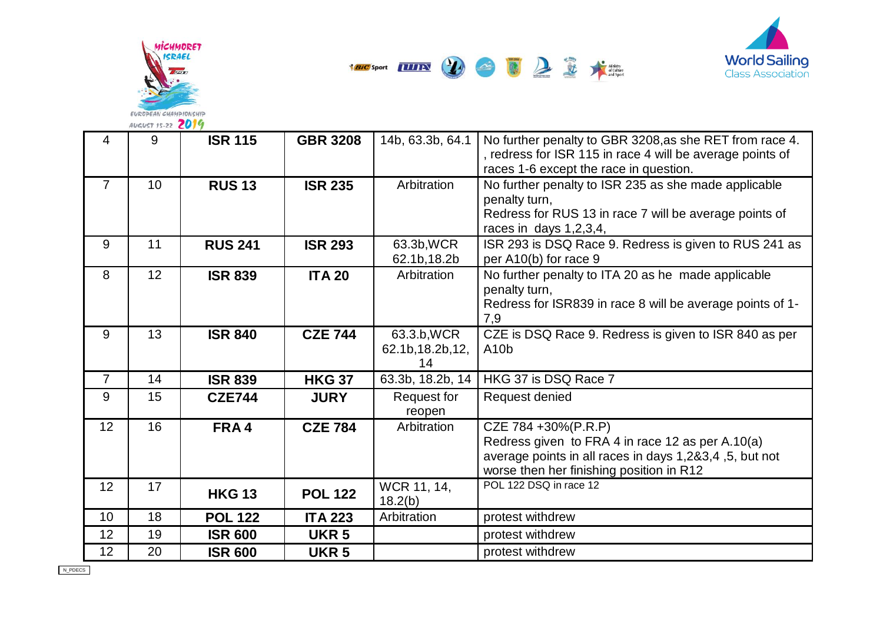| | | | | | |
|---|---|---|---|---|---|
| 4 | 9 | **ISR 115** | **GBR 3208** | 14b, 63.3b, 64.1 | No further penalty to GBR 3208,as she RET from race 4. , redress for ISR 115 in race 4 will be average points of races 1-6 except the race in question. |
| 7 | 10 | **RUS 13** | **ISR 235** | Arbitration | No further penalty to ISR 235 as she made applicable penalty turn,<br>Redress for RUS 13 in race 7 will be average points of races in days 1,2,3,4, |
| 9 | 11 | **RUS 241** | **ISR 293** | 63.3b,WCR 62.1b,18.2b | ISR 293 is DSQ Race 9. Redress is given to RUS 241 as per A10(b) for race 9 |
| 8 | 12 | **ISR 839** | **ITA 20** | Arbitration | No further penalty to ITA 20 as he made applicable penalty turn,<br>Redress for ISR839 in race 8 will be average points of 1-7,9 |
| 9 | 13 | **ISR 840** | **CZE 744** | 63.3.b,WCR 62.1b,18.2b,12, 14 | CZE is DSQ Race 9. Redress is given to ISR 840 as per A10b |
| 7 | 14 | **ISR 839** | **HKG 37** | 63.3b, 18.2b, 14 | HKG 37 is DSQ Race 7 |
| 9 | 15 | **CZE744** | **JURY** | Request for reopen | Request denied |
| 12 | 16 | **FRA 4** | **CZE 784** | Arbitration | CZE 784 +30%(P.R.P)<br>Redress given to FRA 4 in race 12 as per A.10(a) average points in all races in days 1,2&3,4 ,5, but not worse then her finishing position in R12 |
| 12 | 17 | **HKG 13** | **POL 122** | WCR 11, 14, 18.2(b) | POL 122 DSQ in race 12 |
| 10 | 18 | **POL 122** | **ITA 223** | Arbitration | protest withdrew |
| 12 | 19 | **ISR 600** | **UKR 5** | | protest withdrew |
| 12 | 20 | **ISR 600** | **UKR 5** | | protest withdrew |